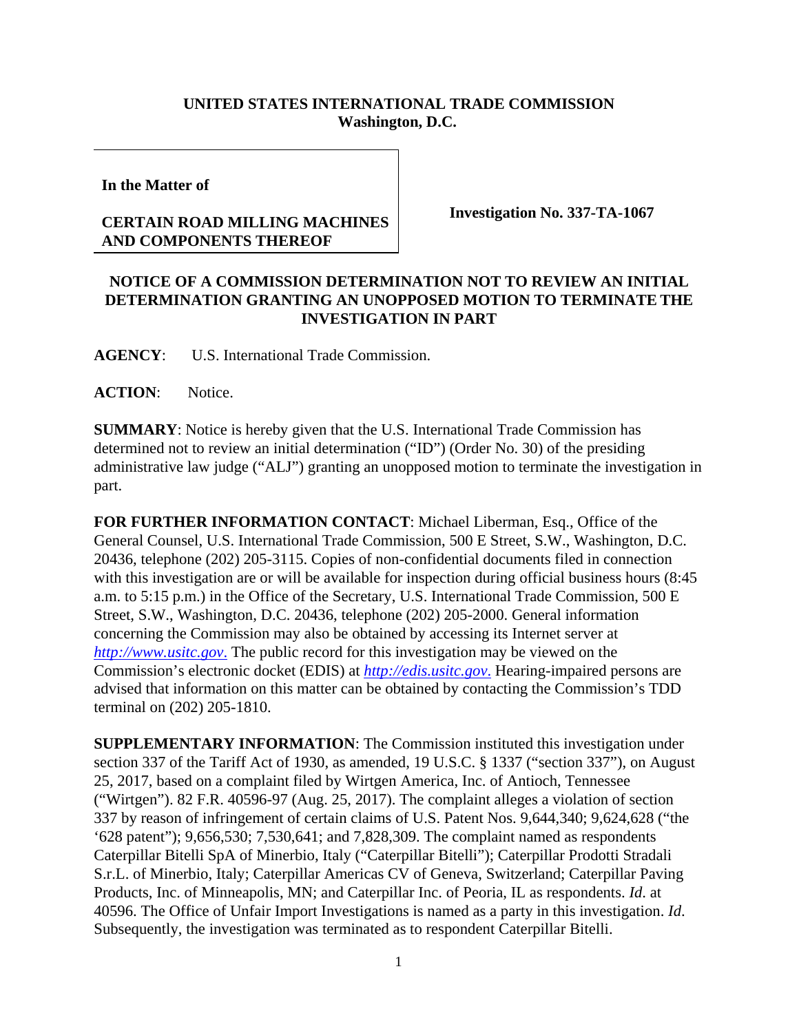**UNITED STATES INTERNATIONAL TRADE COMMISSION**
**Washington, D.C.**

| **In the Matter of** **CERTAIN ROAD MILLING MACHINES AND COMPONENTS THEREOF** | **Investigation No. 337-TA-1067** |
|---|---|

## NOTICE OF A COMMISSION DETERMINATION NOT TO REVIEW AN INITIAL DETERMINATION GRANTING AN UNOPPOSED MOTION TO TERMINATE THE INVESTIGATION IN PART

**AGENCY**: U.S. International Trade Commission.

**ACTION**: Notice.

**SUMMARY**: Notice is hereby given that the U.S. International Trade Commission has determined not to review an initial determination ("ID") (Order No. 30) of the presiding administrative law judge ("ALJ") granting an unopposed motion to terminate the investigation in part.

**FOR FURTHER INFORMATION CONTACT**: Michael Liberman, Esq., Office of the General Counsel, U.S. International Trade Commission, 500 E Street, S.W., Washington, D.C. 20436, telephone (202) 205-3115. Copies of non-confidential documents filed in connection with this investigation are or will be available for inspection during official business hours (8:45 a.m. to 5:15 p.m.) in the Office of the Secretary, U.S. International Trade Commission, 500 E Street, S.W., Washington, D.C. 20436, telephone (202) 205-2000. General information concerning the Commission may also be obtained by accessing its Internet server at *http://www.usitc.gov*. The public record for this investigation may be viewed on the Commission's electronic docket (EDIS) at *http://edis.usitc.gov*. Hearing-impaired persons are advised that information on this matter can be obtained by contacting the Commission's TDD terminal on (202) 205-1810.

**SUPPLEMENTARY INFORMATION**: The Commission instituted this investigation under section 337 of the Tariff Act of 1930, as amended, 19 U.S.C. § 1337 ("section 337"), on August 25, 2017, based on a complaint filed by Wirtgen America, Inc. of Antioch, Tennessee ("Wirtgen"). 82 F.R. 40596-97 (Aug. 25, 2017). The complaint alleges a violation of section 337 by reason of infringement of certain claims of U.S. Patent Nos. 9,644,340; 9,624,628 ("the '628 patent"); 9,656,530; 7,530,641; and 7,828,309. The complaint named as respondents Caterpillar Bitelli SpA of Minerbio, Italy ("Caterpillar Bitelli"); Caterpillar Prodotti Stradali S.r.L. of Minerbio, Italy; Caterpillar Americas CV of Geneva, Switzerland; Caterpillar Paving Products, Inc. of Minneapolis, MN; and Caterpillar Inc. of Peoria, IL as respondents. *Id*. at 40596. The Office of Unfair Import Investigations is named as a party in this investigation. *Id*. Subsequently, the investigation was terminated as to respondent Caterpillar Bitelli.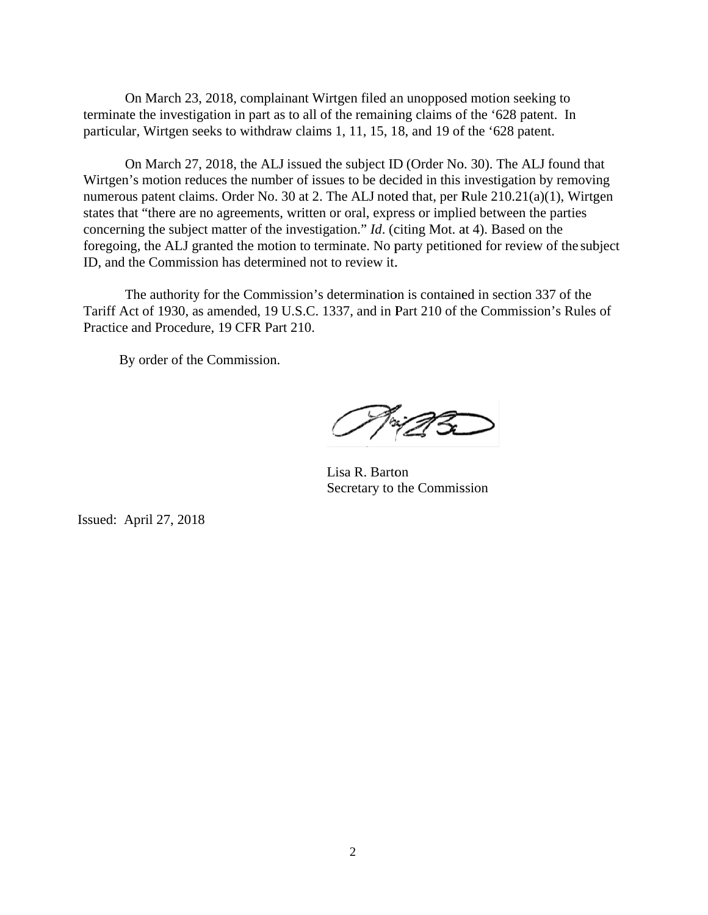On March 23, 2018, complainant Wirtgen filed an unopposed motion seeking to terminate the investigation in part as to all of the remaining claims of the '628 patent. In particular, Wirtgen seeks to withdraw claims 1, 11, 15, 18, and 19 of the '628 patent.

On March 27, 2018, the ALJ issued the subject ID (Order No. 30). The ALJ found that Wirtgen's motion reduces the number of issues to be decided in this investigation by removing numerous patent claims. Order No. 30 at 2. The ALJ noted that, per Rule 210.21(a)(1), Wirtgen states that "there are no agreements, written or oral, express or implied between the parties concerning the subject matter of the investigation." *Id*. (citing Mot. at 4). Based on the foregoing, the ALJ granted the motion to terminate. No party petitioned for review of the subject ID, and the Commission has determined not to review it.

The authority for the Commission's determination is contained in section 337 of the Tariff Act of 1930, as amended, 19 U.S.C. 1337, and in Part 210 of the Commission's Rules of Practice and Procedure, 19 CFR Part 210.

By order of the Commission.

Lisa R. Barton
Secretary to the Commission

Issued: April 27, 2018